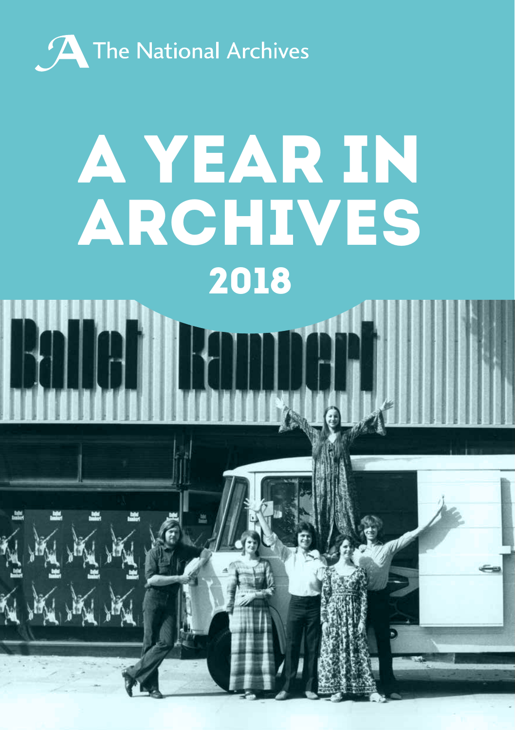The National Archives

# A YEAR IN ARCHIVES

## 2018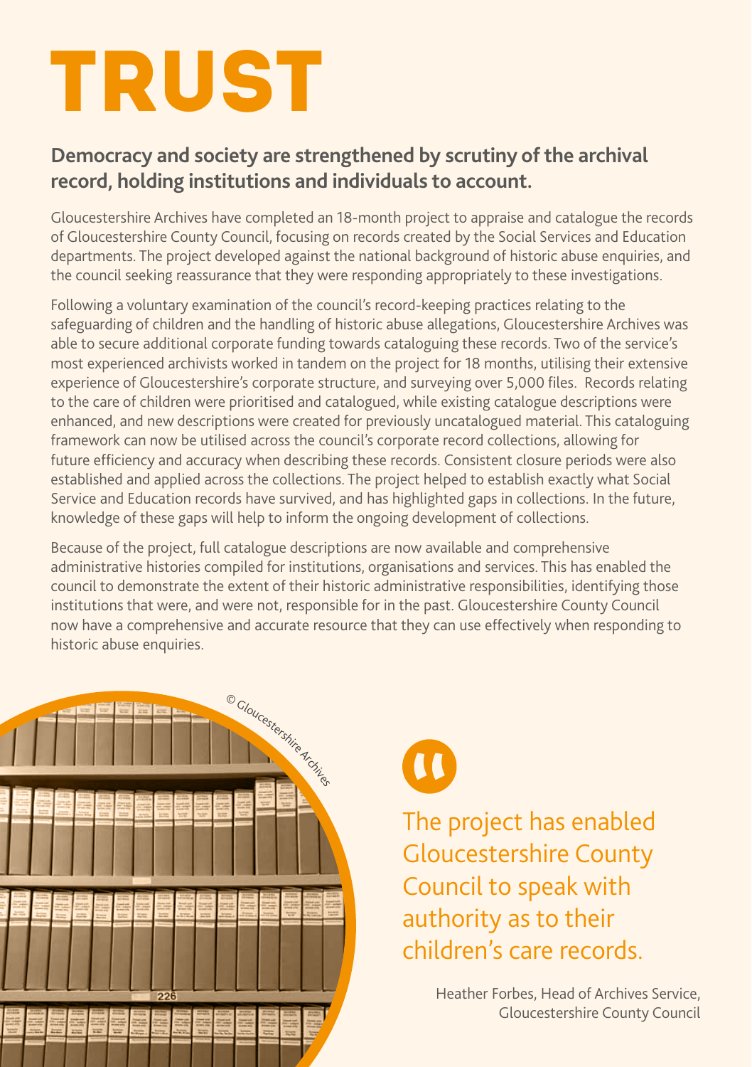# TRUST

**Democracy and society are strengthened by scrutiny of the archival record, holding institutions and individuals to account.**

Gloucestershire Archives have completed an 18-month project to appraise and catalogue the records of Gloucestershire County Council, focusing on records created by the Social Services and Education departments. The project developed against the national background of historic abuse enquiries, and the council seeking reassurance that they were responding appropriately to these investigations.

Following a voluntary examination of the council's record-keeping practices relating to the safeguarding of children and the handling of historic abuse allegations, Gloucestershire Archives was able to secure additional corporate funding towards cataloguing these records. Two of the service's most experienced archivists worked in tandem on the project for 18 months, utilising their extensive experience of Gloucestershire's corporate structure, and surveying over 5,000 files. Records relating to the care of children were prioritised and catalogued, while existing catalogue descriptions were enhanced, and new descriptions were created for previously uncatalogued material. This cataloguing framework can now be utilised across the council's corporate record collections, allowing for future efficiency and accuracy when describing these records. Consistent closure periods were also established and applied across the collections. The project helped to establish exactly what Social Service and Education records have survived, and has highlighted gaps in collections. In the future, knowledge of these gaps will help to inform the ongoing development of collections.

Because of the project, full catalogue descriptions are now available and comprehensive administrative histories compiled for institutions, organisations and services. This has enabled the council to demonstrate the extent of their historic administrative responsibilities, identifying those institutions that were, and were not, responsible for in the past. Gloucestershire County Council now have a comprehensive and accurate resource that they can use effectively when responding to historic abuse enquiries.

© Gloucestershire Archives

> The project has enabled Gloucestershire County Council to speak with authority as to their children's care records.
>
> Heather Forbes, Head of Archives Service, Gloucestershire County Council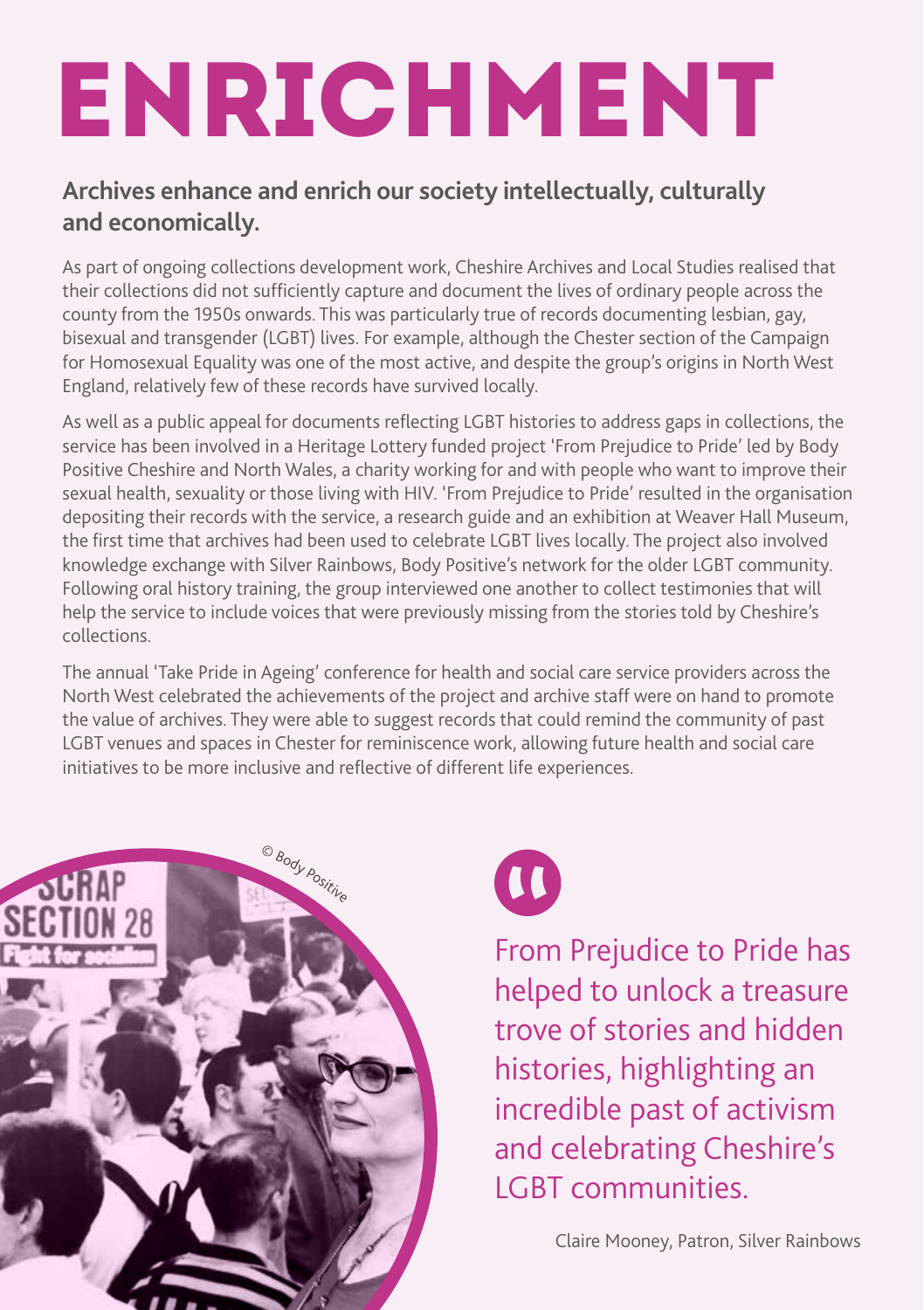# ENRICHMENT

**Archives enhance and enrich our society intellectually, culturally and economically.**

As part of ongoing collections development work, Cheshire Archives and Local Studies realised that their collections did not sufficiently capture and document the lives of ordinary people across the county from the 1950s onwards. This was particularly true of records documenting lesbian, gay, bisexual and transgender (LGBT) lives. For example, although the Chester section of the Campaign for Homosexual Equality was one of the most active, and despite the group's origins in North West England, relatively few of these records have survived locally.

As well as a public appeal for documents reflecting LGBT histories to address gaps in collections, the service has been involved in a Heritage Lottery funded project 'From Prejudice to Pride' led by Body Positive Cheshire and North Wales, a charity working for and with people who want to improve their sexual health, sexuality or those living with HIV. 'From Prejudice to Pride' resulted in the organisation depositing their records with the service, a research guide and an exhibition at Weaver Hall Museum, the first time that archives had been used to celebrate LGBT lives locally. The project also involved knowledge exchange with Silver Rainbows, Body Positive's network for the older LGBT community. Following oral history training, the group interviewed one another to collect testimonies that will help the service to include voices that were previously missing from the stories told by Cheshire's collections.

The annual 'Take Pride in Ageing' conference for health and social care service providers across the North West celebrated the achievements of the project and archive staff were on hand to promote the value of archives. They were able to suggest records that could remind the community of past LGBT venues and spaces in Chester for reminiscence work, allowing future health and social care initiatives to be more inclusive and reflective of different life experiences.

© Body Positive

> From Prejudice to Pride has helped to unlock a treasure trove of stories and hidden histories, highlighting an incredible past of activism and celebrating Cheshire's LGBT communities.
>
> Claire Mooney, Patron, Silver Rainbows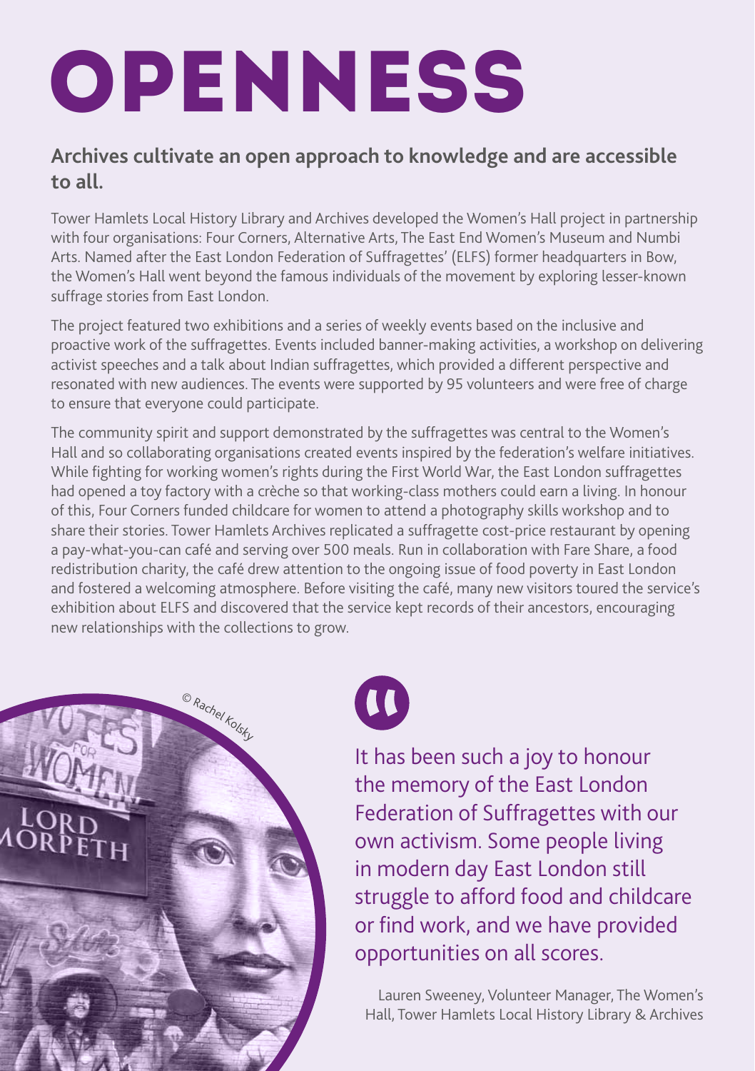# OPENNESS

**Archives cultivate an open approach to knowledge and are accessible to all.**

Tower Hamlets Local History Library and Archives developed the Women's Hall project in partnership with four organisations: Four Corners, Alternative Arts, The East End Women's Museum and Numbi Arts. Named after the East London Federation of Suffragettes' (ELFS) former headquarters in Bow, the Women's Hall went beyond the famous individuals of the movement by exploring lesser-known suffrage stories from East London.

The project featured two exhibitions and a series of weekly events based on the inclusive and proactive work of the suffragettes. Events included banner-making activities, a workshop on delivering activist speeches and a talk about Indian suffragettes, which provided a different perspective and resonated with new audiences. The events were supported by 95 volunteers and were free of charge to ensure that everyone could participate.

The community spirit and support demonstrated by the suffragettes was central to the Women's Hall and so collaborating organisations created events inspired by the federation's welfare initiatives. While fighting for working women's rights during the First World War, the East London suffragettes had opened a toy factory with a crèche so that working-class mothers could earn a living. In honour of this, Four Corners funded childcare for women to attend a photography skills workshop and to share their stories. Tower Hamlets Archives replicated a suffragette cost-price restaurant by opening a pay-what-you-can café and serving over 500 meals. Run in collaboration with Fare Share, a food redistribution charity, the café drew attention to the ongoing issue of food poverty in East London and fostered a welcoming atmosphere. Before visiting the café, many new visitors toured the service's exhibition about ELFS and discovered that the service kept records of their ancestors, encouraging new relationships with the collections to grow.

© Rachel Kolsky

> It has been such a joy to honour the memory of the East London Federation of Suffragettes with our own activism. Some people living in modern day East London still struggle to afford food and childcare or find work, and we have provided opportunities on all scores.

Lauren Sweeney, Volunteer Manager, The Women's Hall, Tower Hamlets Local History Library & Archives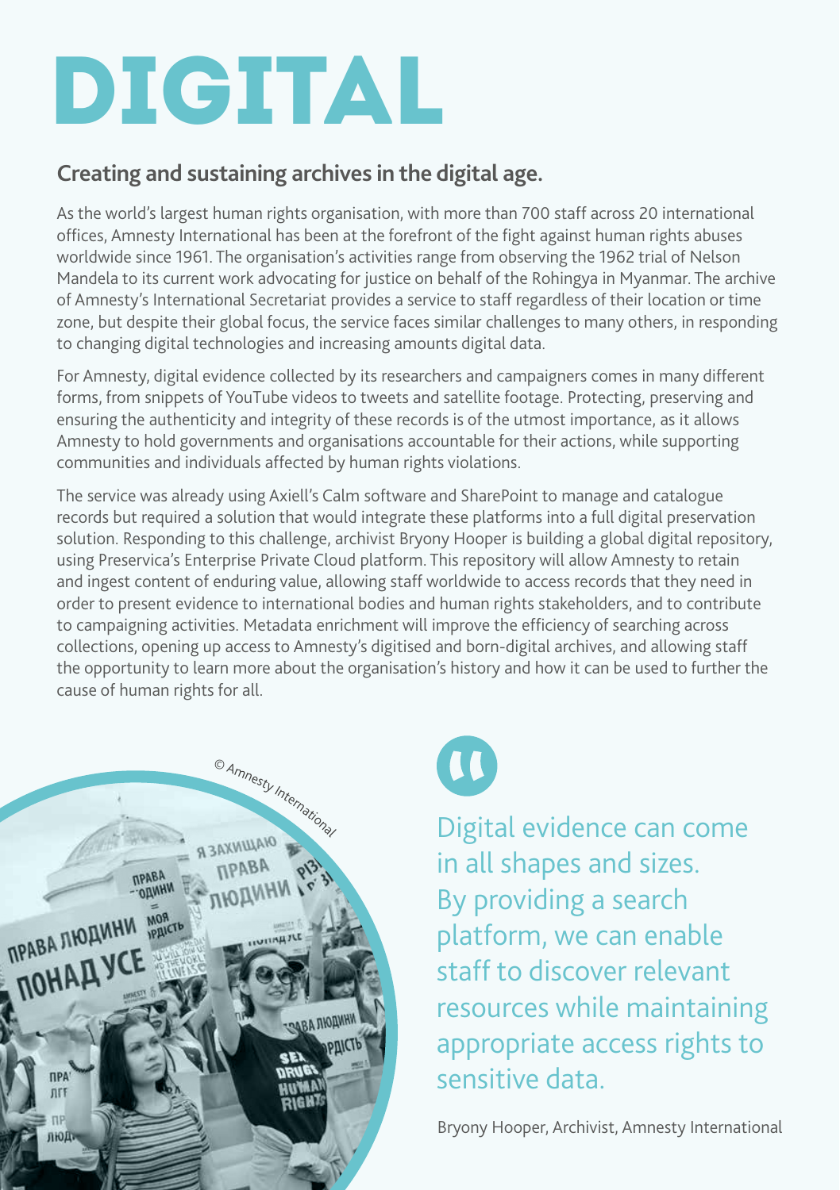# DIGITAL

## Creating and sustaining archives in the digital age.

As the world's largest human rights organisation, with more than 700 staff across 20 international offices, Amnesty International has been at the forefront of the fight against human rights abuses worldwide since 1961. The organisation's activities range from observing the 1962 trial of Nelson Mandela to its current work advocating for justice on behalf of the Rohingya in Myanmar. The archive of Amnesty's International Secretariat provides a service to staff regardless of their location or time zone, but despite their global focus, the service faces similar challenges to many others, in responding to changing digital technologies and increasing amounts digital data.

For Amnesty, digital evidence collected by its researchers and campaigners comes in many different forms, from snippets of YouTube videos to tweets and satellite footage. Protecting, preserving and ensuring the authenticity and integrity of these records is of the utmost importance, as it allows Amnesty to hold governments and organisations accountable for their actions, while supporting communities and individuals affected by human rights violations.

The service was already using Axiell's Calm software and SharePoint to manage and catalogue records but required a solution that would integrate these platforms into a full digital preservation solution. Responding to this challenge, archivist Bryony Hooper is building a global digital repository, using Preservica's Enterprise Private Cloud platform. This repository will allow Amnesty to retain and ingest content of enduring value, allowing staff worldwide to access records that they need in order to present evidence to international bodies and human rights stakeholders, and to contribute to campaigning activities. Metadata enrichment will improve the efficiency of searching across collections, opening up access to Amnesty's digitised and born-digital archives, and allowing staff the opportunity to learn more about the organisation's history and how it can be used to further the cause of human rights for all.

© Amnesty International

> Digital evidence can come in all shapes and sizes. By providing a search platform, we can enable staff to discover relevant resources while maintaining appropriate access rights to sensitive data.
>
> Bryony Hooper, Archivist, Amnesty International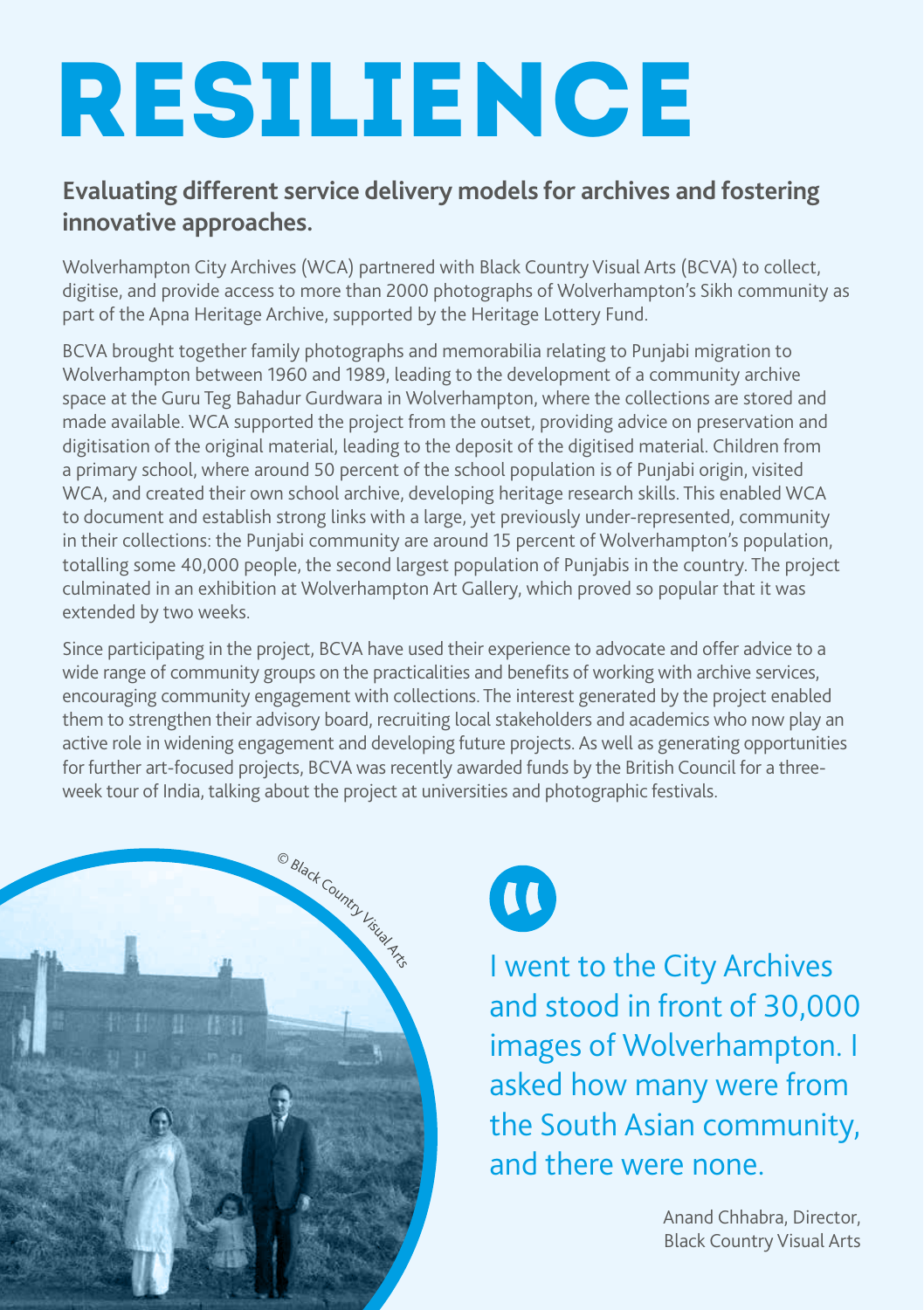# RESILIENCE

## Evaluating different service delivery models for archives and fostering innovative approaches.

Wolverhampton City Archives (WCA) partnered with Black Country Visual Arts (BCVA) to collect, digitise, and provide access to more than 2000 photographs of Wolverhampton's Sikh community as part of the Apna Heritage Archive, supported by the Heritage Lottery Fund.

BCVA brought together family photographs and memorabilia relating to Punjabi migration to Wolverhampton between 1960 and 1989, leading to the development of a community archive space at the Guru Teg Bahadur Gurdwara in Wolverhampton, where the collections are stored and made available. WCA supported the project from the outset, providing advice on preservation and digitisation of the original material, leading to the deposit of the digitised material. Children from a primary school, where around 50 percent of the school population is of Punjabi origin, visited WCA, and created their own school archive, developing heritage research skills. This enabled WCA to document and establish strong links with a large, yet previously under-represented, community in their collections: the Punjabi community are around 15 percent of Wolverhampton's population, totalling some 40,000 people, the second largest population of Punjabis in the country. The project culminated in an exhibition at Wolverhampton Art Gallery, which proved so popular that it was extended by two weeks.

Since participating in the project, BCVA have used their experience to advocate and offer advice to a wide range of community groups on the practicalities and benefits of working with archive services, encouraging community engagement with collections. The interest generated by the project enabled them to strengthen their advisory board, recruiting local stakeholders and academics who now play an active role in widening engagement and developing future projects. As well as generating opportunities for further art-focused projects, BCVA was recently awarded funds by the British Council for a three-week tour of India, talking about the project at universities and photographic festivals.

© Black Country Visual Arts

> I went to the City Archives and stood in front of 30,000 images of Wolverhampton. I asked how many were from the South Asian community, and there were none.

Anand Chhabra, Director,
Black Country Visual Arts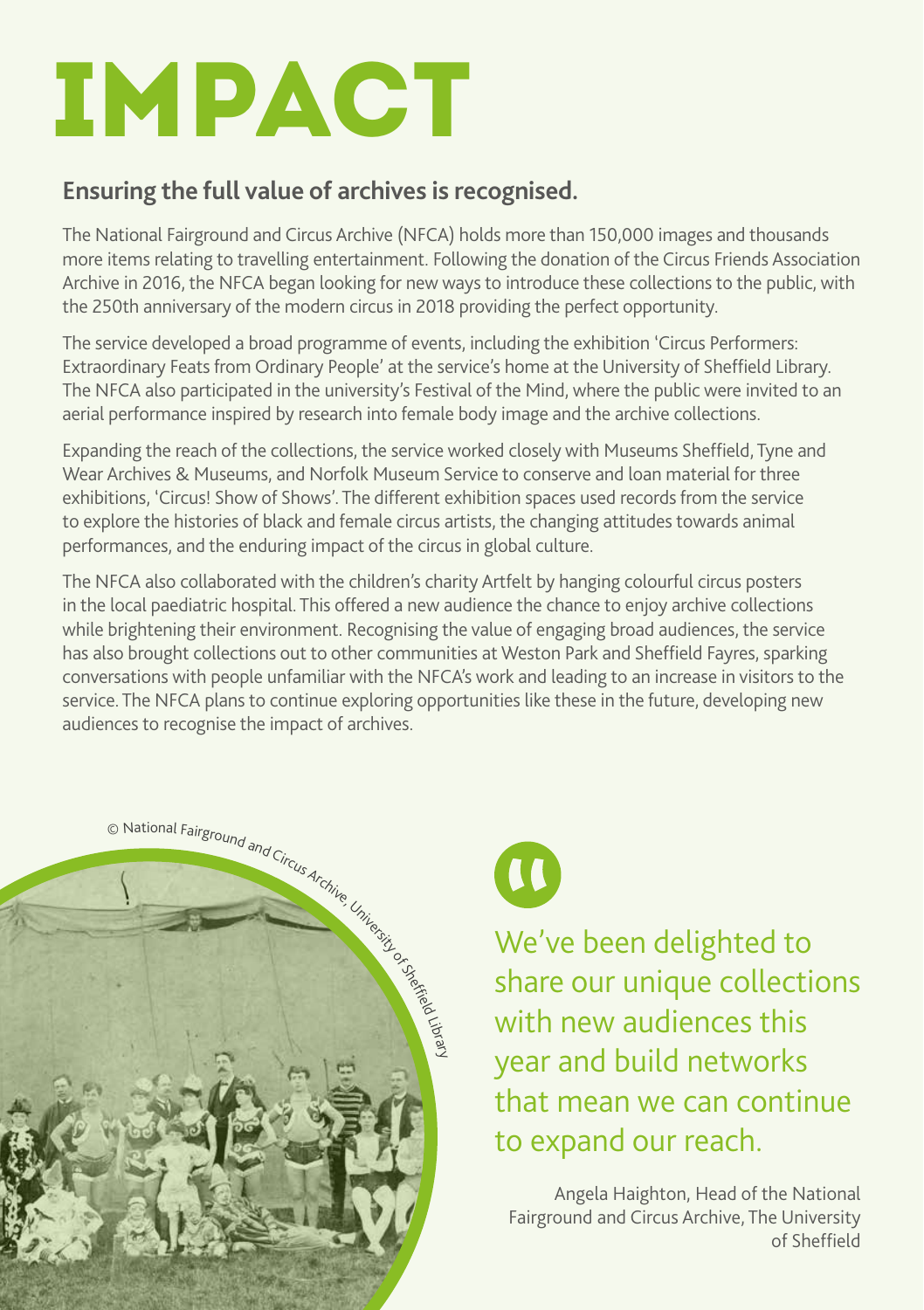# IMPACT

## Ensuring the full value of archives is recognised.

The National Fairground and Circus Archive (NFCA) holds more than 150,000 images and thousands more items relating to travelling entertainment. Following the donation of the Circus Friends Association Archive in 2016, the NFCA began looking for new ways to introduce these collections to the public, with the 250th anniversary of the modern circus in 2018 providing the perfect opportunity.

The service developed a broad programme of events, including the exhibition 'Circus Performers: Extraordinary Feats from Ordinary People' at the service's home at the University of Sheffield Library. The NFCA also participated in the university's Festival of the Mind, where the public were invited to an aerial performance inspired by research into female body image and the archive collections.

Expanding the reach of the collections, the service worked closely with Museums Sheffield, Tyne and Wear Archives & Museums, and Norfolk Museum Service to conserve and loan material for three exhibitions, 'Circus! Show of Shows'. The different exhibition spaces used records from the service to explore the histories of black and female circus artists, the changing attitudes towards animal performances, and the enduring impact of the circus in global culture.

The NFCA also collaborated with the children's charity Artfelt by hanging colourful circus posters in the local paediatric hospital. This offered a new audience the chance to enjoy archive collections while brightening their environment. Recognising the value of engaging broad audiences, the service has also brought collections out to other communities at Weston Park and Sheffield Fayres, sparking conversations with people unfamiliar with the NFCA's work and leading to an increase in visitors to the service. The NFCA plans to continue exploring opportunities like these in the future, developing new audiences to recognise the impact of archives.

© National Fairground and Circus Archive, University of Sheffield Library

> "We've been delighted to share our unique collections with new audiences this year and build networks that mean we can continue to expand our reach.
>
> Angela Haighton, Head of the National Fairground and Circus Archive, The University of Sheffield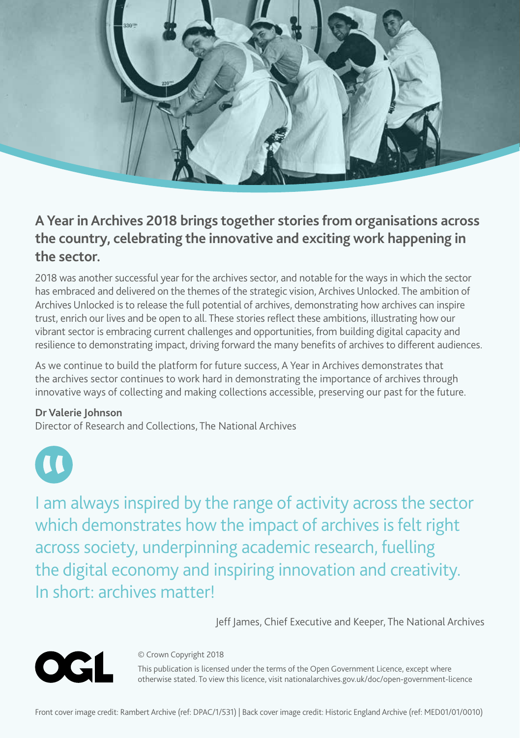**A Year in Archives 2018 brings together stories from organisations across the country, celebrating the innovative and exciting work happening in the sector.**

2018 was another successful year for the archives sector, and notable for the ways in which the sector has embraced and delivered on the themes of the strategic vision, Archives Unlocked. The ambition of Archives Unlocked is to release the full potential of archives, demonstrating how archives can inspire trust, enrich our lives and be open to all. These stories reflect these ambitions, illustrating how our vibrant sector is embracing current challenges and opportunities, from building digital capacity and resilience to demonstrating impact, driving forward the many benefits of archives to different audiences.

As we continue to build the platform for future success, A Year in Archives demonstrates that the archives sector continues to work hard in demonstrating the importance of archives through innovative ways of collecting and making collections accessible, preserving our past for the future.

**Dr Valerie Johnson**
Director of Research and Collections, The National Archives

> I am always inspired by the range of activity across the sector which demonstrates how the impact of archives is felt right across society, underpinning academic research, fuelling the digital economy and inspiring innovation and creativity. In short: archives matter!

Jeff James, Chief Executive and Keeper, The National Archives

© Crown Copyright 2018

This publication is licensed under the terms of the Open Government Licence, except where otherwise stated. To view this licence, visit nationalarchives.gov.uk/doc/open-government-licence

Front cover image credit: Rambert Archive (ref: DPAC/1/531) | Back cover image credit: Historic England Archive (ref: MED01/01/0010)